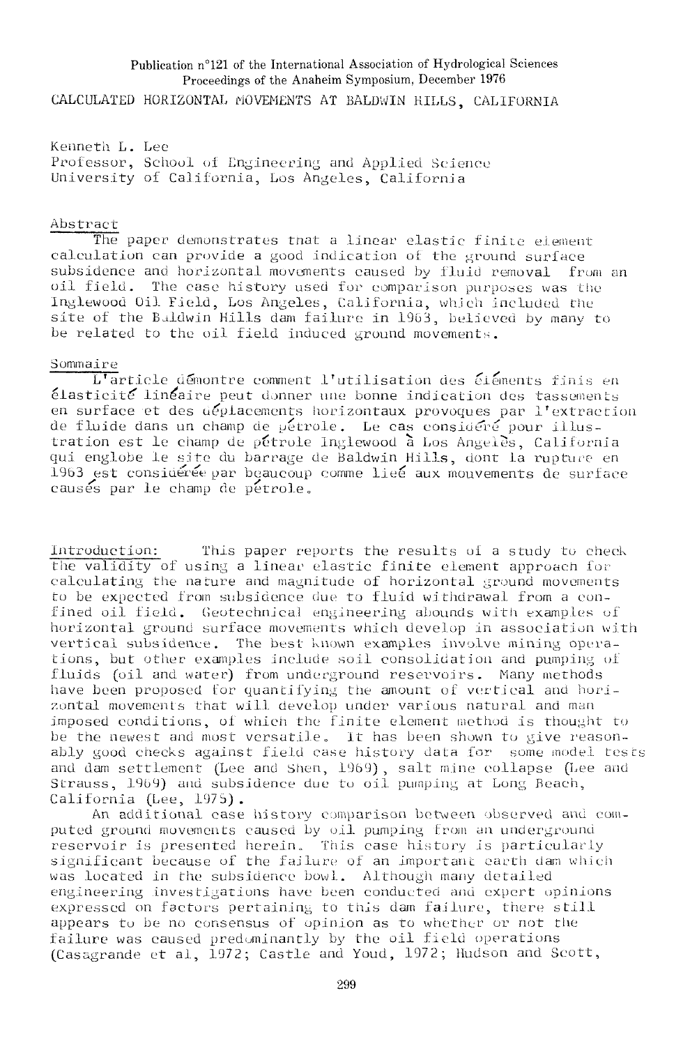Publication n°121 of the International Association of Hydrological Sciences
Proceedings of the Anaheim Symposium, December 1976

# CALCULATED HORIZONTAL MOVEMENTS AT BALDWIN HILLS, CALIFORNIA

Kenneth L. Lee
Professor, School of Engineering and Applied Science
University of California, Los Angeles, California

## Abstract

The paper demonstrates that a linear elastic finite element calculation can provide a good indication of the ground surface subsidence and horizontal movements caused by fluid removal from an oil field. The case history used for comparison purposes was the Inglewood Oil Field, Los Angeles, California, which included the site of the Baldwin Hills dam failure in 1963, believed by many to be related to the oil field induced ground movements.

## Sommaire

L'article démontre comment l'utilisation des éléments finis en élasticité linéaire peut donner une bonne indication des tassements en surface et des déplacements horizontaux provoqués par l'extraction de fluide dans un champ de pétrole. Le cas considéré pour illustration est le champ de pétrole Inglewood à Los Angeles, California qui englobe le site du barrage de Baldwin Hills, dont la rupture en 1963 est considérée par beaucoup comme lieé aux mouvements de surface causés par le champ de pétrole.

## Introduction:

This paper reports the results of a study to check the validity of using a linear elastic finite element approach for calculating the nature and magnitude of horizontal ground movements to be expected from subsidence due to fluid withdrawal from a confined oil field. Geotechnical engineering abounds with examples of horizontal ground surface movements which develop in association with vertical subsidence. The best known examples involve mining operations, but other examples include soil consolidation and pumping of fluids (oil and water) from underground reservoirs. Many methods have been proposed for quantifying the amount of vertical and horizontal movements that will develop under various natural and man imposed conditions, of which the finite element method is thought to be the newest and most versatile. It has been shown to give reasonably good checks against field case history data for some model tests and dam settlement (Lee and Shen, 1969), salt mine collapse (Lee and Strauss, 1969) and subsidence due to oil pumping at Long Beach, California (Lee, 1975).

An additional case history comparison between observed and computed ground movements caused by oil pumping from an underground reservoir is presented herein. This case history is particularly significant because of the failure of an important earth dam which was located in the subsidence bowl. Although many detailed engineering investigations have been conducted and expert opinions expressed on factors pertaining to this dam failure, there still appears to be no consensus of opinion as to whether or not the failure was caused predominantly by the oil field operations (Casagrande et al, 1972; Castle and Youd, 1972; Hudson and Scott,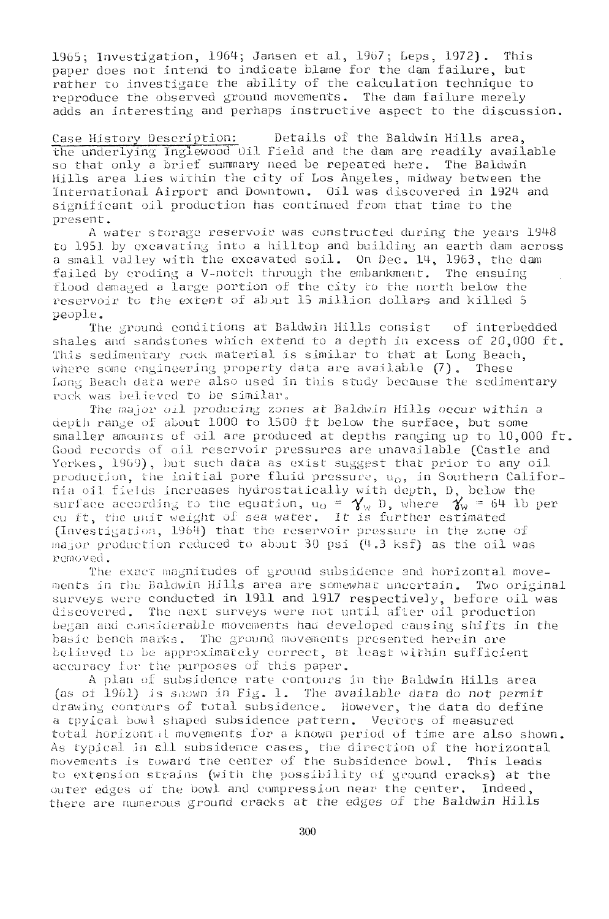1965; Investigation, 1964; Jansen et al, 1967; Leps, 1972). This paper does not intend to indicate blame for the dam failure, but rather to investigate the ability of the calculation technique to reproduce the observed ground movements. The dam failure merely adds an interesting and perhaps instructive aspect to the discussion.

Case History Description: Details of the Baldwin Hills area, the underlying Inglewood Oil Field and the dam are readily available so that only a brief summary need be repeated here. The Baldwin Hills area lies within the city of Los Angeles, midway between the International Airport and Downtown. Oil was discovered in 1924 and significant oil production has continued from that time to the present.

A water storage reservoir was constructed during the years 1948 to 1951 by excavating into a hilltop and building an earth dam across a small valley with the excavated soil. On Dec. 14, 1963, the dam failed by eroding a V-notch through the embankment. The ensuing flood damaged a large portion of the city to the north below the reservoir to the extent of about 15 million dollars and killed 5 people.

The ground conditions at Baldwin Hills consist of interbedded shales and sandstones which extend to a depth in excess of 20,000 ft. This sedimentary rock material is similar to that at Long Beach, where some engineering property data are available (7). These Long Beach data were also used in this study because the sedimentary rock was believed to be similar.

The major oil producing zones at Baldwin Hills occur within a depth range of about 1000 to 1500 ft below the surface, but some smaller amounts of oil are produced at depths ranging up to 10,000 ft. Good records of oil reservoir pressures are unavailable (Castle and Yerkes, 1969), but such data as exist suggest that prior to any oil production, the initial pore fluid pressure, $u_0$, in Southern California oil fields increases hydrostatically with depth, D, below the surface according to the equation, $u_0 = \gamma_w D$, where $\gamma_w = 64$ lb per cu ft, the unit weight of sea water. It is further estimated (Investigation, 1964) that the reservoir pressure in the zone of major production reduced to about 30 psi (4.3 ksf) as the oil was removed.

The exact magnitudes of ground subsidence and horizontal movements in the Baldwin Hills area are somewhat uncertain. Two original surveys were conducted in 1911 and 1917 respectively, before oil was discovered. The next surveys were not until after oil production began and considerable movements had developed causing shifts in the basic bench marks. The ground movements presented herein are believed to be approximately correct, at least within sufficient accuracy for the purposes of this paper.

A plan of subsidence rate contours in the Baldwin Hills area (as of 1961) is shown in Fig. 1. The available data do not permit drawing contours of total subsidence. However, the data do define a tpyical bowl shaped subsidence pattern. Vectors of measured total horizontal movements for a known period of time are also shown. As typical in all subsidence cases, the direction of the horizontal movements is toward the center of the subsidence bowl. This leads to extension strains (with the possibility of ground cracks) at the outer edges of the bowl and compression near the center. Indeed, there are numerous ground cracks at the edges of the Baldwin Hills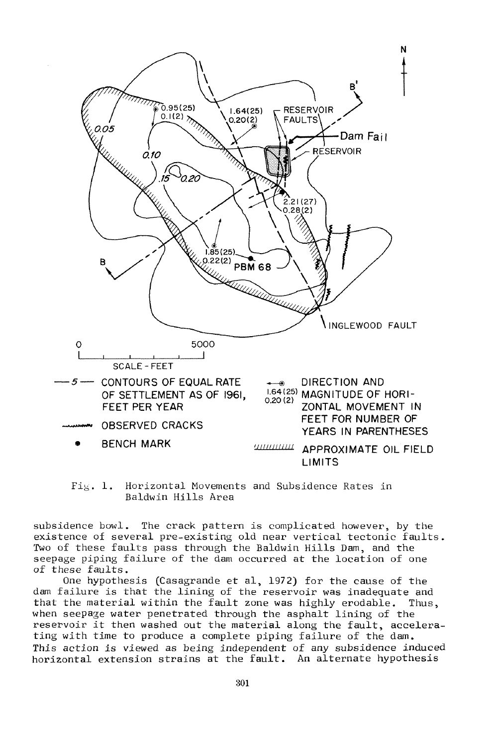Fig. 1. Horizontal Movements and Subsidence Rates in Baldwin Hills Area

subsidence bowl. The crack pattern is complicated however, by the existence of several pre-existing old near vertical tectonic faults. Two of these faults pass through the Baldwin Hills Dam, and the seepage piping failure of the dam occurred at the location of one of these faults.

One hypothesis (Casagrande et al, 1972) for the cause of the dam failure is that the lining of the reservoir was inadequate and that the material within the fault zone was highly erodable. Thus, when seepage water penetrated through the asphalt lining of the reservoir it then washed out the material along the fault, accelerating with time to produce a complete piping failure of the dam. *This action is viewed as being independent of any subsidence induced horizontal extension strains at the fault.* An alternate hypothesis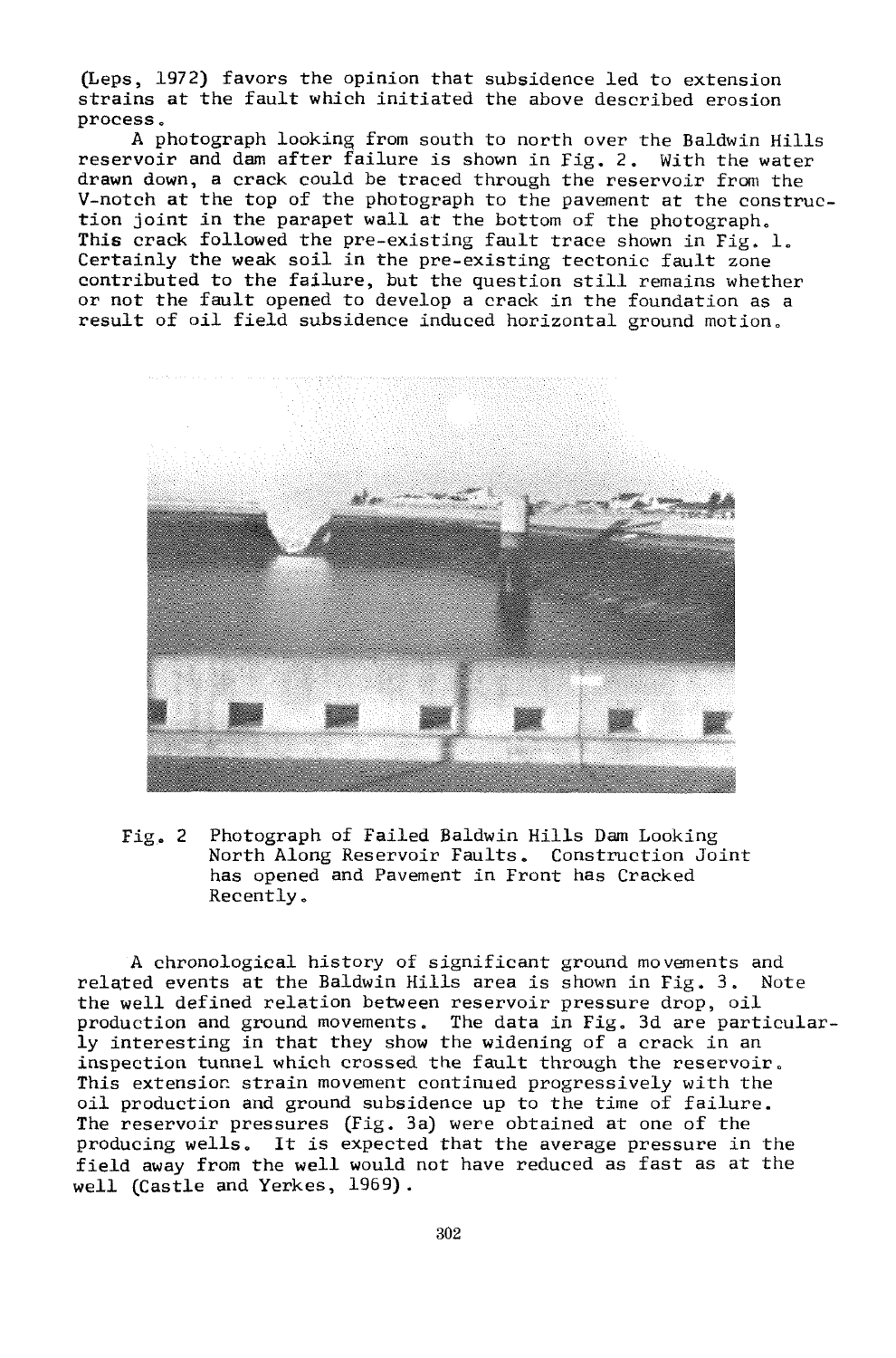(Leps, 1972) favors the opinion that subsidence led to extension strains at the fault which initiated the above described erosion process.

A photograph looking from south to north over the Baldwin Hills reservoir and dam after failure is shown in Fig. 2. With the water drawn down, a crack could be traced through the reservoir from the V-notch at the top of the photograph to the pavement at the construction joint in the parapet wall at the bottom of the photograph. This crack followed the pre-existing fault trace shown in Fig. 1. Certainly the weak soil in the pre-existing tectonic fault zone contributed to the failure, but the question still remains whether or not the fault opened to develop a crack in the foundation as a result of oil field subsidence induced horizontal ground motion.

Fig. 2 Photograph of Failed Baldwin Hills Dam Looking North Along Reservoir Faults. Construction Joint has opened and Pavement in Front has Cracked Recently.

A chronological history of significant ground movements and related events at the Baldwin Hills area is shown in Fig. 3. Note the well defined relation between reservoir pressure drop, oil production and ground movements. The data in Fig. 3d are particularly interesting in that they show the widening of a crack in an inspection tunnel which crossed the fault through the reservoir. This extension strain movement continued progressively with the oil production and ground subsidence up to the time of failure. The reservoir pressures (Fig. 3a) were obtained at one of the producing wells. It is expected that the average pressure in the field away from the well would not have reduced as fast as at the well (Castle and Yerkes, 1969).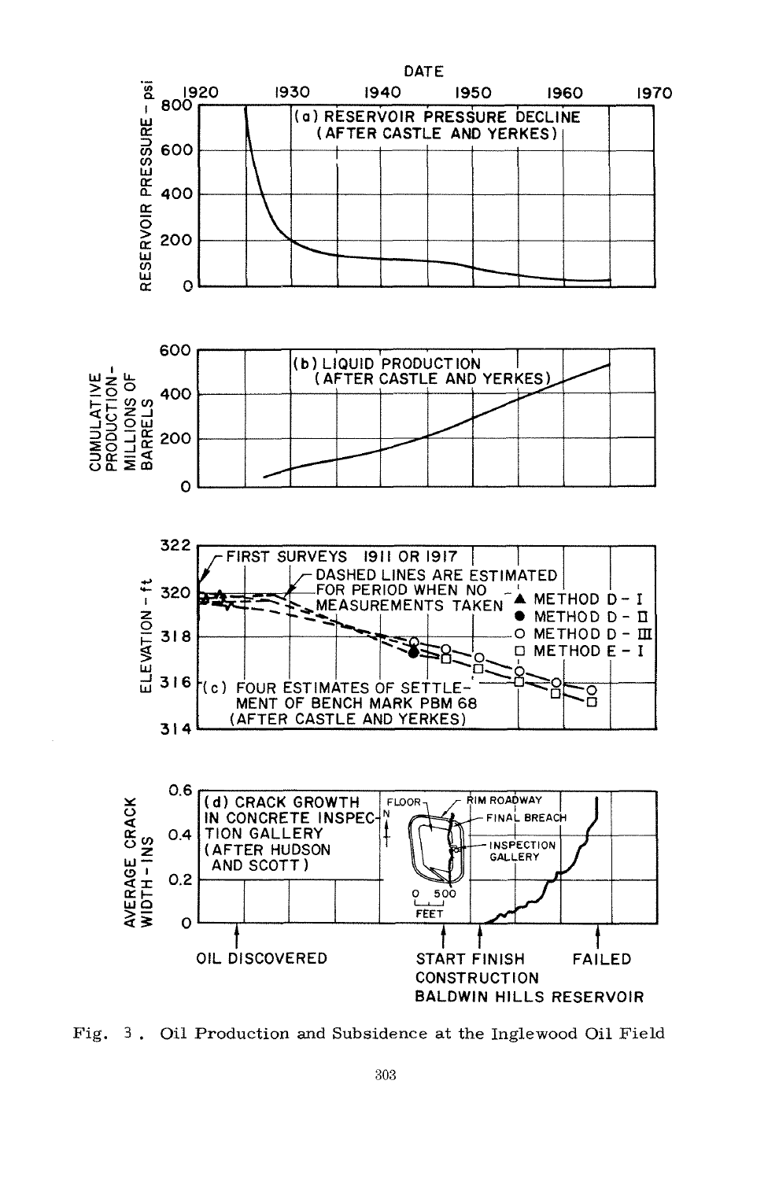Fig. 3 . Oil Production and Subsidence at the Inglewood Oil Field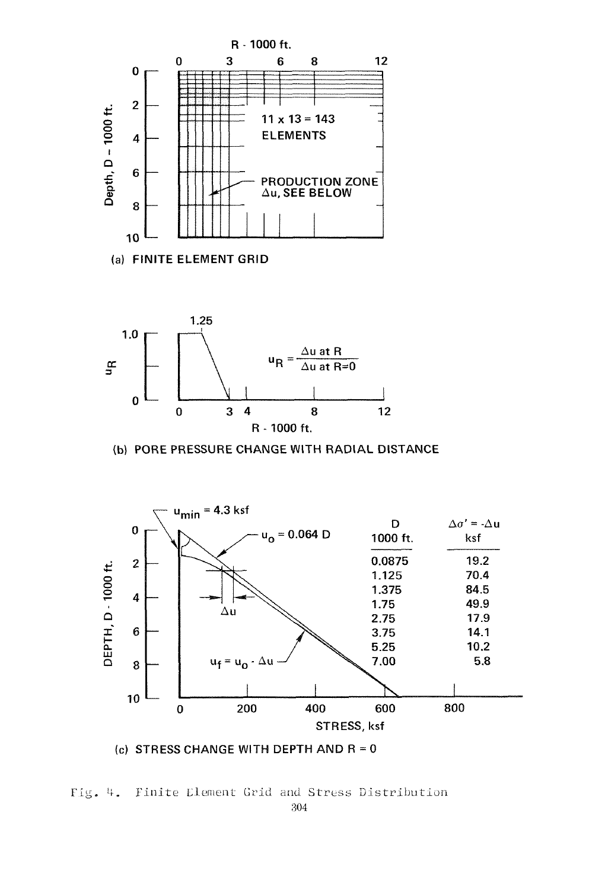(a) FINITE ELEMENT GRID

(b) PORE PRESSURE CHANGE WITH RADIAL DISTANCE

$$u_R = \frac{\Delta u \text{ at } R}{\Delta u \text{ at } R=0}$$

(c) STRESS CHANGE WITH DEPTH AND R = 0

| D 1000 ft. | $\Delta\sigma' = -\Delta u$ ksf |
|---|---|
| 0.0875 | 19.2 |
| 1.125 | 70.4 |
| 1.375 | 84.5 |
| 1.75 | 49.9 |
| 2.75 | 17.9 |
| 3.75 | 14.1 |
| 5.25 | 10.2 |
| 7.00 | 5.8 |

Fig. 4. Finite Element Grid and Stress Distribution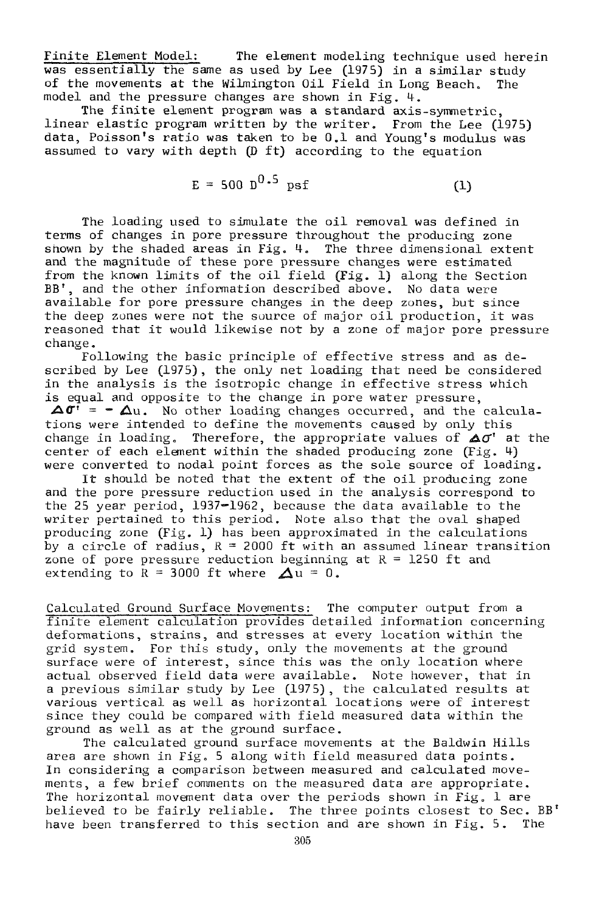Finite Element Model: The element modeling technique used herein was essentially the same as used by Lee (1975) in a similar study of the movements at the Wilmington Oil Field in Long Beach. The model and the pressure changes are shown in Fig. 4.

The finite element program was a standard axis-symmetric, linear elastic program written by the writer. From the Lee (1975) data, Poisson's ratio was taken to be 0.1 and Young's modulus was assumed to vary with depth (D ft) according to the equation

$$E = 500 \; D^{0.5} \text{ psf} \tag{1}$$

The loading used to simulate the oil removal was defined in terms of changes in pore pressure throughout the producing zone shown by the shaded areas in Fig. 4. The three dimensional extent and the magnitude of these pore pressure changes were estimated from the known limits of the oil field (Fig. 1) along the Section BB', and the other information described above. No data were available for pore pressure changes in the deep zones, but since the deep zones were not the source of major oil production, it was reasoned that it would likewise not by a zone of major pore pressure change.

Following the basic principle of effective stress and as described by Lee (1975), the only net loading that need be considered in the analysis is the isotropic change in effective stress which is equal and opposite to the change in pore water pressure, $\Delta\sigma' = -\Delta u$. No other loading changes occurred, and the calculations were intended to define the movements caused by only this change in loading. Therefore, the appropriate values of $\Delta\sigma'$ at the center of each element within the shaded producing zone (Fig. 4) were converted to nodal point forces as the sole source of loading.

It should be noted that the extent of the oil producing zone and the pore pressure reduction used in the analysis correspond to the 25 year period, 1937–1962, because the data available to the writer pertained to this period. Note also that the oval shaped producing zone (Fig. 1) has been approximated in the calculations by a circle of radius, $R = 2000$ ft with an assumed linear transition zone of pore pressure reduction beginning at $R = 1250$ ft and extending to $R = 3000$ ft where $\Delta u = 0$.

Calculated Ground Surface Movements: The computer output from a finite element calculation provides detailed information concerning deformations, strains, and stresses at every location within the grid system. For this study, only the movements at the ground surface were of interest, since this was the only location where actual observed field data were available. Note however, that in a previous similar study by Lee (1975), the calculated results at various vertical as well as horizontal locations were of interest since they could be compared with field measured data within the ground as well as at the ground surface.

The calculated ground surface movements at the Baldwin Hills area are shown in Fig. 5 along with field measured data points. In considering a comparison between measured and calculated movements, a few brief comments on the measured data are appropriate. The horizontal movement data over the periods shown in Fig. 1 are believed to be fairly reliable. The three points closest to Sec. BB' have been transferred to this section and are shown in Fig. 5. The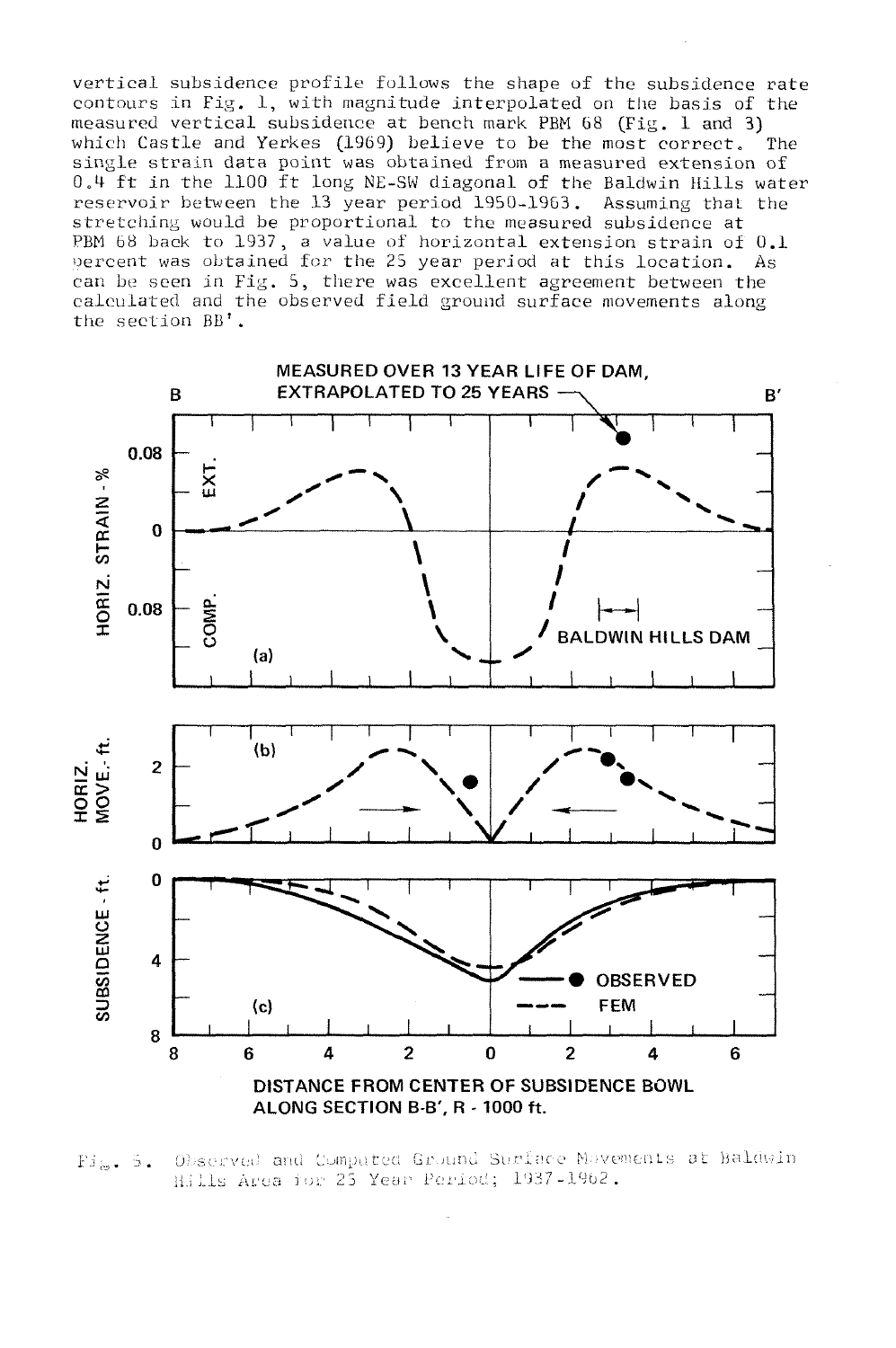vertical subsidence profile follows the shape of the subsidence rate contours in Fig. 1, with magnitude interpolated on the basis of the measured vertical subsidence at bench mark PBM 68 (Fig. 1 and 3) which Castle and Yerkes (1969) believe to be the most correct. The single strain data point was obtained from a measured extension of 0.4 ft in the 1100 ft long NE-SW diagonal of the Baldwin Hills water reservoir between the 13 year period 1950-1963. Assuming that the stretching would be proportional to the measured subsidence at PBM 68 back to 1937, a value of horizontal extension strain of 0.1 percent was obtained for the 25 year period at this location. As can be seen in Fig. 5, there was excellent agreement between the calculated and the observed field ground surface movements along the section BB'.

Fig. 5. Observed and Computed Ground Surface Movements at Baldwin Hills Area for 25 Year Period; 1937-1962.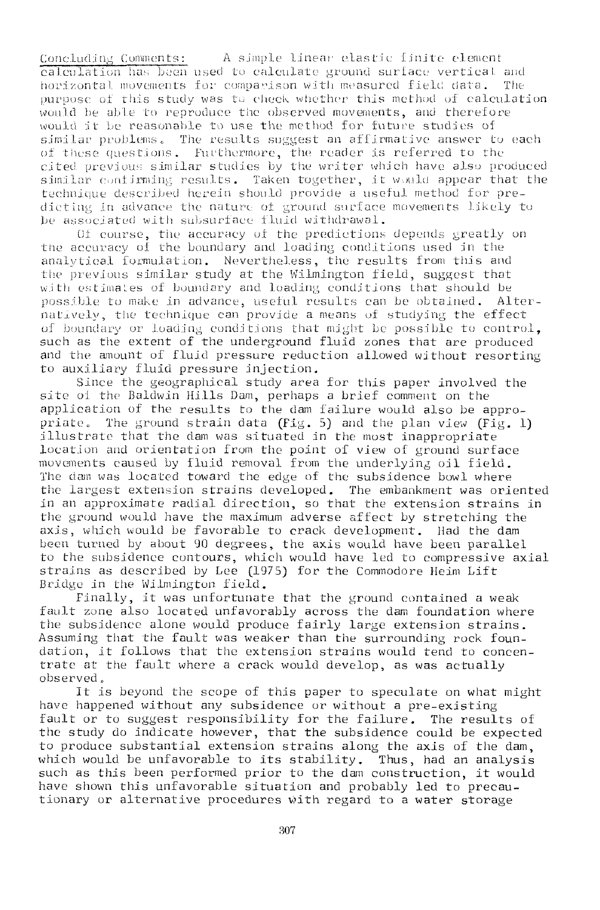Concluding Comments: A simple linear elastic finite element calculation has been used to calculate ground surface vertical and horizontal movements for comparison with measured field data. The purpose of this study was to check whether this method of calculation would be able to reproduce the observed movements, and therefore would it be reasonable to use the method for future studies of similar problems. The results suggest an affirmative answer to each of these questions. Furthermore, the reader is referred to the cited previous similar studies by the writer which have also produced similar confirming results. Taken together, it would appear that the technique described herein should provide a useful method for predicting in advance the nature of ground surface movements likely to be associated with subsurface fluid withdrawal.

Of course, the accuracy of the predictions depends greatly on the accuracy of the boundary and loading conditions used in the analytical formulation. Nevertheless, the results from this and the previous similar study at the Wilmington field, suggest that with estimates of boundary and loading conditions that should be possible to make in advance, useful results can be obtained. Alternatively, the technique can provide a means of studying the effect of boundary or loading conditions that might be possible to control, such as the extent of the underground fluid zones that are produced and the amount of fluid pressure reduction allowed without resorting to auxiliary fluid pressure injection.

Since the geographical study area for this paper involved the site of the Baldwin Hills Dam, perhaps a brief comment on the application of the results to the dam failure would also be appropriate. The ground strain data (Fig. 5) and the plan view (Fig. 1) illustrate that the dam was situated in the most inappropriate location and orientation from the point of view of ground surface movements caused by fluid removal from the underlying oil field. The dam was located toward the edge of the subsidence bowl where the largest extension strains developed. The embankment was oriented in an approximate radial direction, so that the extension strains in the ground would have the maximum adverse affect by stretching the axis, which would be favorable to crack development. Had the dam been turned by about 90 degrees, the axis would have been parallel to the subsidence contours, which would have led to compressive axial strains as described by Lee (1975) for the Commodore Heim Lift Bridge in the Wilmington field.

Finally, it was unfortunate that the ground contained a weak fault zone also located unfavorably across the dam foundation where the subsidence alone would produce fairly large extension strains. Assuming that the fault was weaker than the surrounding rock foundation, it follows that the extension strains would tend to concentrate at the fault where a crack would develop, as was actually observed.

It is beyond the scope of this paper to speculate on what might have happened without any subsidence or without a pre-existing fault or to suggest responsibility for the failure. The results of the study do indicate however, that the subsidence could be expected to produce substantial extension strains along the axis of the dam, which would be unfavorable to its stability. Thus, had an analysis such as this been performed prior to the dam construction, it would have shown this unfavorable situation and probably led to precautionary or alternative procedures with regard to a water storage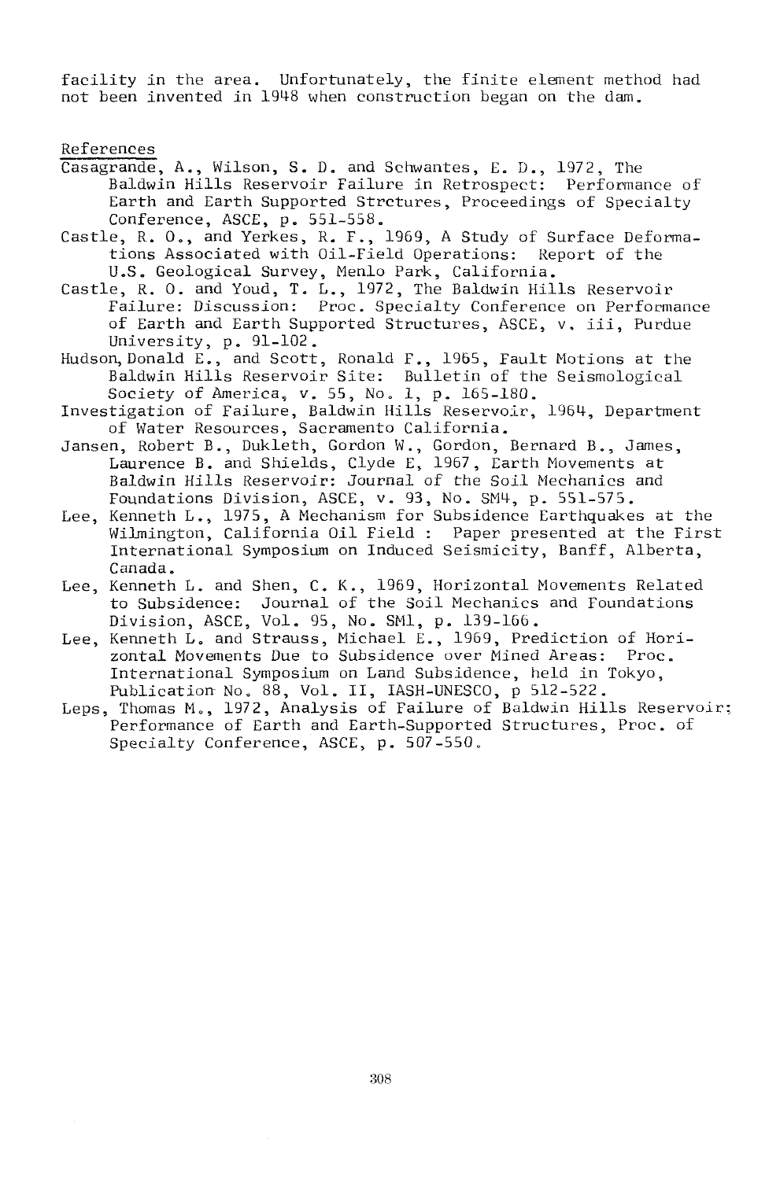facility in the area. Unfortunately, the finite element method had not been invented in 1948 when construction began on the dam.

## References

Casagrande, A., Wilson, S. D. and Schwantes, E. D., 1972, The Baldwin Hills Reservoir Failure in Retrospect: Performance of Earth and Earth Supported Strctures, Proceedings of Specialty Conference, ASCE, p. 551-558.

Castle, R. O., and Yerkes, R. F., 1969, A Study of Surface Deformations Associated with Oil-Field Operations: Report of the U.S. Geological Survey, Menlo Park, California.

Castle, R. O. and Youd, T. L., 1972, The Baldwin Hills Reservoir Failure: Discussion: Proc. Specialty Conference on Performance of Earth and Earth Supported Structures, ASCE, v. iii, Purdue University, p. 91-102.

Hudson, Donald E., and Scott, Ronald F., 1965, Fault Motions at the Baldwin Hills Reservoir Site: Bulletin of the Seismological Society of America, v. 55, No. 1, p. 165-180.

Investigation of Failure, Baldwin Hills Reservoir, 1964, Department of Water Resources, Sacramento California.

Jansen, Robert B., Dukleth, Gordon W., Gordon, Bernard B., James, Laurence B. and Shields, Clyde E, 1967, Earth Movements at Baldwin Hills Reservoir: Journal of the Soil Mechanics and Foundations Division, ASCE, v. 93, No. SM4, p. 551-575.

Lee, Kenneth L., 1975, A Mechanism for Subsidence Earthquakes at the Wilmington, California Oil Field : Paper presented at the First International Symposium on Induced Seismicity, Banff, Alberta, Canada.

Lee, Kenneth L. and Shen, C. K., 1969, Horizontal Movements Related to Subsidence: Journal of the Soil Mechanics and Foundations Division, ASCE, Vol. 95, No. SM1, p. 139-166.

Lee, Kenneth L. and Strauss, Michael E., 1969, Prediction of Horizontal Movements Due to Subsidence over Mined Areas: Proc. International Symposium on Land Subsidence, held in Tokyo, Publication No. 88, Vol. II, IASH-UNESCO, p 512-522.

Leps, Thomas M., 1972, Analysis of Failure of Baldwin Hills Reservoir; Performance of Earth and Earth-Supported Structures, Proc. of Specialty Conference, ASCE, p. 507-550.